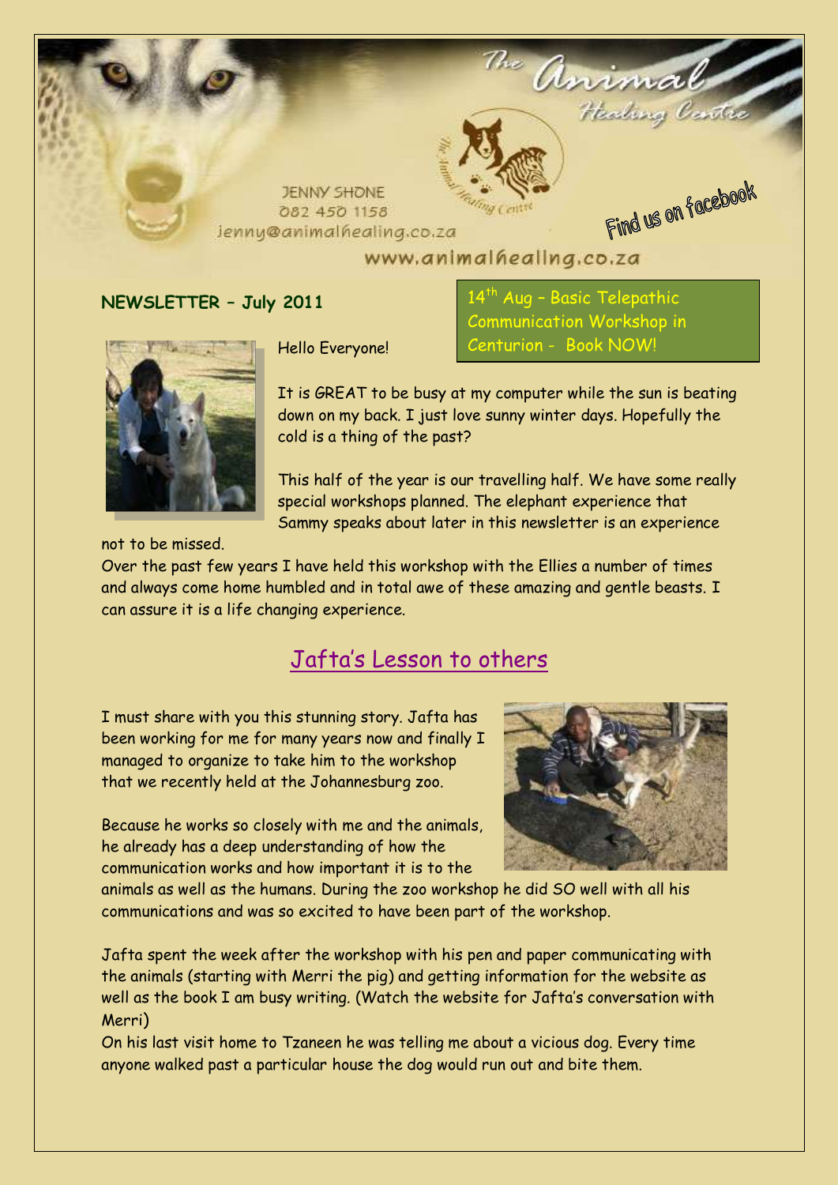The Animal Healing Centre

JENNY SHONE
082 450 1158
jenny@animalhealing.co.za

www.animalhealing.co.za

Find us on facebook

**NEWSLETTER – July 2011**

14th Aug – Basic Telepathic Communication Workshop in Centurion - Book NOW!

Hello Everyone!

It is GREAT to be busy at my computer while the sun is beating down on my back. I just love sunny winter days. Hopefully the cold is a thing of the past?

This half of the year is our travelling half. We have some really special workshops planned. The elephant experience that Sammy speaks about later in this newsletter is an experience not to be missed.

Over the past few years I have held this workshop with the Ellies a number of times and always come home humbled and in total awe of these amazing and gentle beasts. I can assure it is a life changing experience.

## Jafta's Lesson to others

I must share with you this stunning story. Jafta has been working for me for many years now and finally I managed to organize to take him to the workshop that we recently held at the Johannesburg zoo.

Because he works so closely with me and the animals, he already has a deep understanding of how the communication works and how important it is to the animals as well as the humans. During the zoo workshop he did SO well with all his communications and was so excited to have been part of the workshop.

Jafta spent the week after the workshop with his pen and paper communicating with the animals (starting with Merri the pig) and getting information for the website as well as the book I am busy writing. (Watch the website for Jafta's conversation with Merri)

On his last visit home to Tzaneen he was telling me about a vicious dog. Every time anyone walked past a particular house the dog would run out and bite them.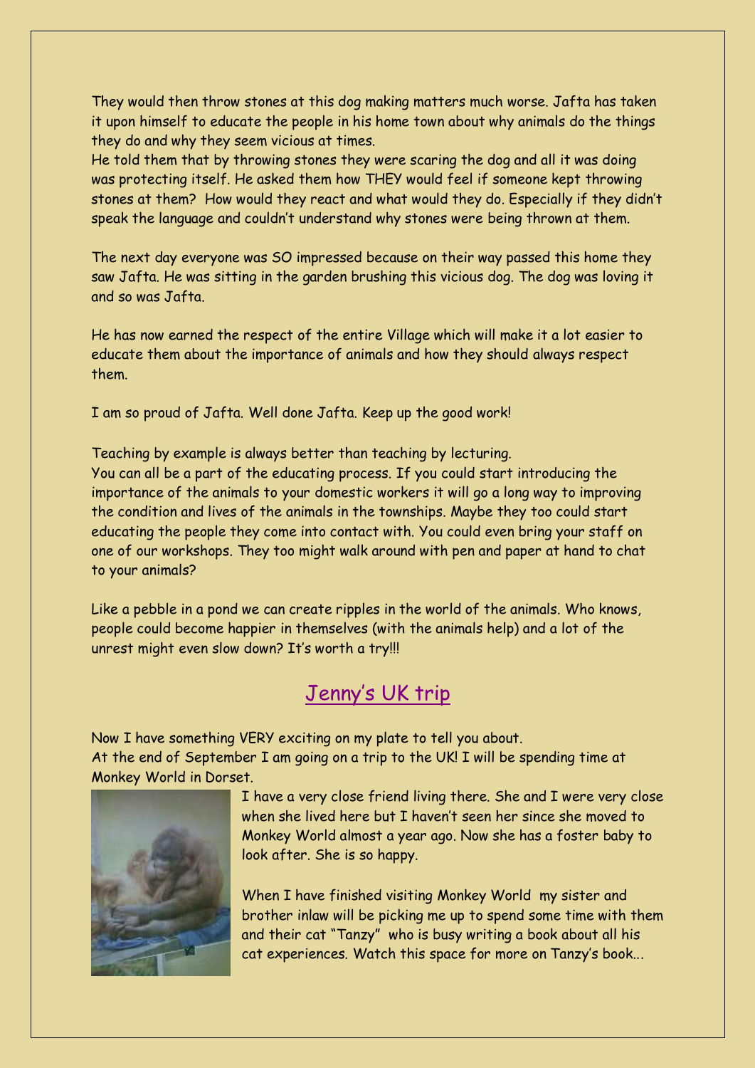They would then throw stones at this dog making matters much worse. Jafta has taken it upon himself to educate the people in his home town about why animals do the things they do and why they seem vicious at times.
He told them that by throwing stones they were scaring the dog and all it was doing was protecting itself. He asked them how THEY would feel if someone kept throwing stones at them? How would they react and what would they do. Especially if they didn't speak the language and couldn't understand why stones were being thrown at them.

The next day everyone was SO impressed because on their way passed this home they saw Jafta. He was sitting in the garden brushing this vicious dog. The dog was loving it and so was Jafta.

He has now earned the respect of the entire Village which will make it a lot easier to educate them about the importance of animals and how they should always respect them.

I am so proud of Jafta. Well done Jafta. Keep up the good work!

Teaching by example is always better than teaching by lecturing.
You can all be a part of the educating process. If you could start introducing the importance of the animals to your domestic workers it will go a long way to improving the condition and lives of the animals in the townships. Maybe they too could start educating the people they come into contact with. You could even bring your staff on one of our workshops. They too might walk around with pen and paper at hand to chat to your animals?

Like a pebble in a pond we can create ripples in the world of the animals. Who knows, people could become happier in themselves (with the animals help) and a lot of the unrest might even slow down? It's worth a try!!!

## Jenny's UK trip

Now I have something VERY exciting on my plate to tell you about.
At the end of September I am going on a trip to the UK! I will be spending time at Monkey World in Dorset.

I have a very close friend living there. She and I were very close when she lived here but I haven't seen her since she moved to Monkey World almost a year ago. Now she has a foster baby to look after. She is so happy.

When I have finished visiting Monkey World my sister and brother inlaw will be picking me up to spend some time with them and their cat "Tanzy" who is busy writing a book about all his cat experiences. Watch this space for more on Tanzy's book...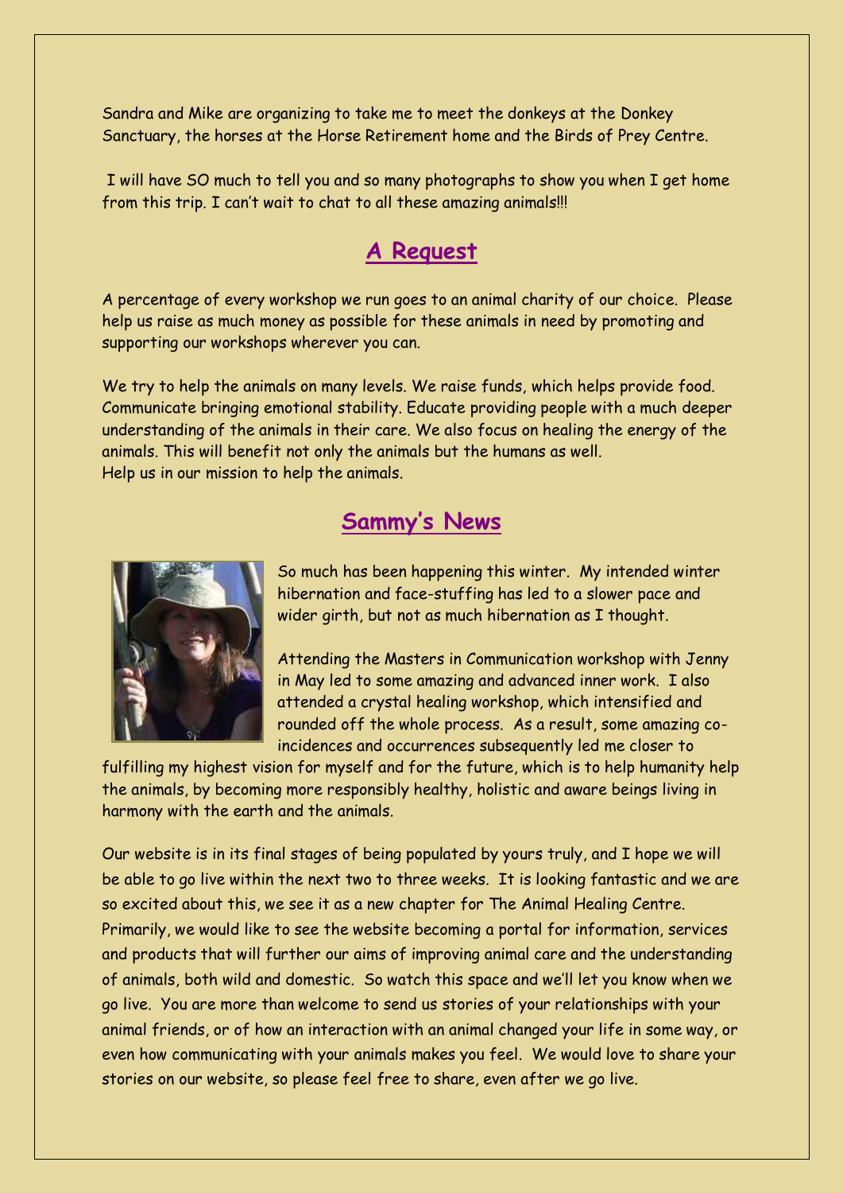Sandra and Mike are organizing to take me to meet the donkeys at the Donkey Sanctuary, the horses at the Horse Retirement home and the Birds of Prey Centre.

I will have SO much to tell you and so many photographs to show you when I get home from this trip. I can't wait to chat to all these amazing animals!!!

## A Request

A percentage of every workshop we run goes to an animal charity of our choice. Please help us raise as much money as possible for these animals in need by promoting and supporting our workshops wherever you can.

We try to help the animals on many levels. We raise funds, which helps provide food. Communicate bringing emotional stability. Educate providing people with a much deeper understanding of the animals in their care. We also focus on healing the energy of the animals. This will benefit not only the animals but the humans as well.
Help us in our mission to help the animals.

## Sammy's News

So much has been happening this winter. My intended winter hibernation and face-stuffing has led to a slower pace and wider girth, but not as much hibernation as I thought.

Attending the Masters in Communication workshop with Jenny in May led to some amazing and advanced inner work. I also attended a crystal healing workshop, which intensified and rounded off the whole process. As a result, some amazing co-incidences and occurrences subsequently led me closer to fulfilling my highest vision for myself and for the future, which is to help humanity help the animals, by becoming more responsibly healthy, holistic and aware beings living in harmony with the earth and the animals.

Our website is in its final stages of being populated by yours truly, and I hope we will be able to go live within the next two to three weeks. It is looking fantastic and we are so excited about this, we see it as a new chapter for The Animal Healing Centre. Primarily, we would like to see the website becoming a portal for information, services and products that will further our aims of improving animal care and the understanding of animals, both wild and domestic. So watch this space and we'll let you know when we go live. You are more than welcome to send us stories of your relationships with your animal friends, or of how an interaction with an animal changed your life in some way, or even how communicating with your animals makes you feel. We would love to share your stories on our website, so please feel free to share, even after we go live.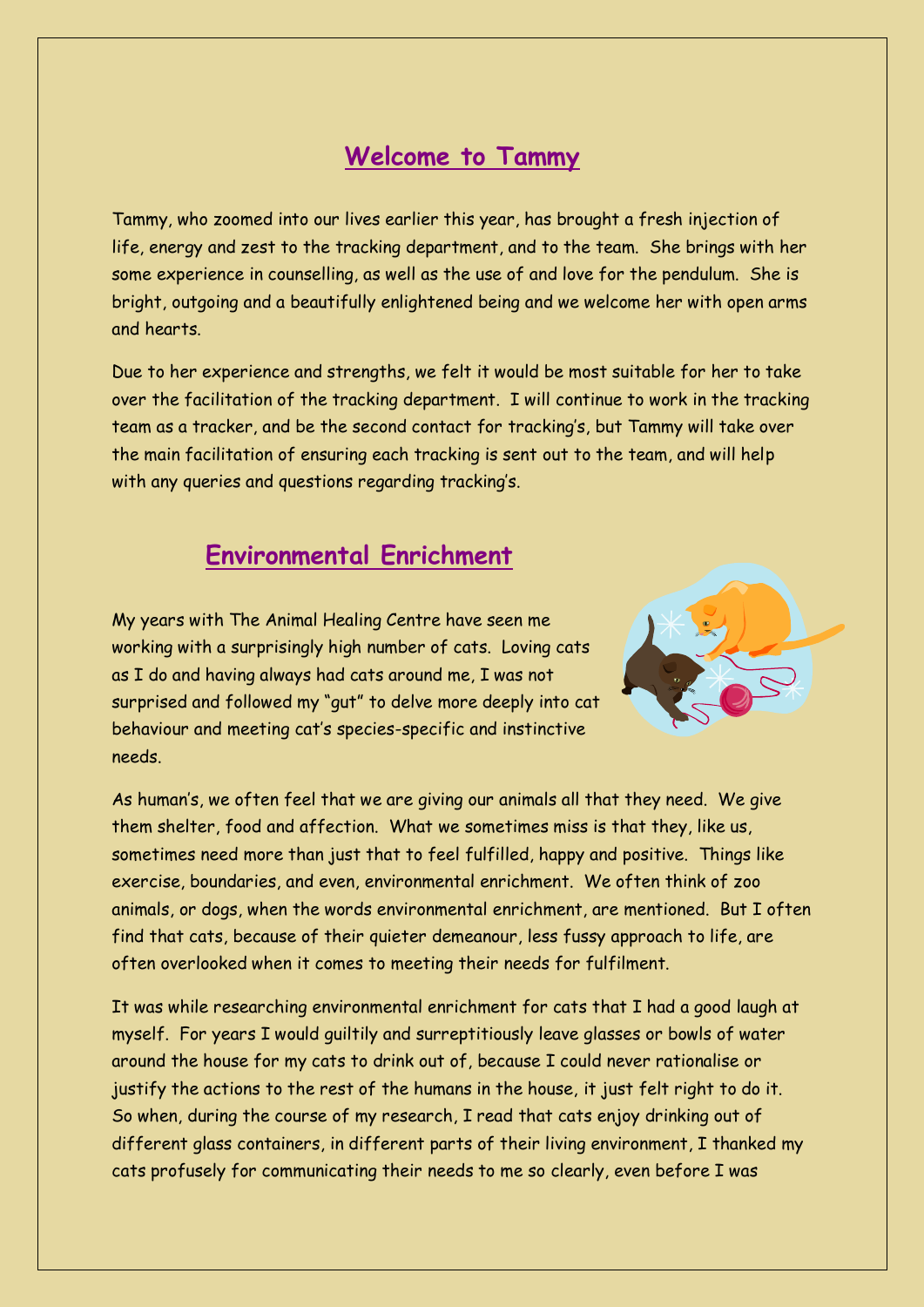## Welcome to Tammy

Tammy, who zoomed into our lives earlier this year, has brought a fresh injection of life, energy and zest to the tracking department, and to the team. She brings with her some experience in counselling, as well as the use of and love for the pendulum. She is bright, outgoing and a beautifully enlightened being and we welcome her with open arms and hearts.

Due to her experience and strengths, we felt it would be most suitable for her to take over the facilitation of the tracking department. I will continue to work in the tracking team as a tracker, and be the second contact for tracking's, but Tammy will take over the main facilitation of ensuring each tracking is sent out to the team, and will help with any queries and questions regarding tracking's.

## Environmental Enrichment

My years with The Animal Healing Centre have seen me working with a surprisingly high number of cats. Loving cats as I do and having always had cats around me, I was not surprised and followed my "gut" to delve more deeply into cat behaviour and meeting cat's species-specific and instinctive needs.

As human's, we often feel that we are giving our animals all that they need. We give them shelter, food and affection. What we sometimes miss is that they, like us, sometimes need more than just that to feel fulfilled, happy and positive. Things like exercise, boundaries, and even, environmental enrichment. We often think of zoo animals, or dogs, when the words environmental enrichment, are mentioned. But I often find that cats, because of their quieter demeanour, less fussy approach to life, are often overlooked when it comes to meeting their needs for fulfilment.

It was while researching environmental enrichment for cats that I had a good laugh at myself. For years I would guiltily and surreptitiously leave glasses or bowls of water around the house for my cats to drink out of, because I could never rationalise or justify the actions to the rest of the humans in the house, it just felt right to do it. So when, during the course of my research, I read that cats enjoy drinking out of different glass containers, in different parts of their living environment, I thanked my cats profusely for communicating their needs to me so clearly, even before I was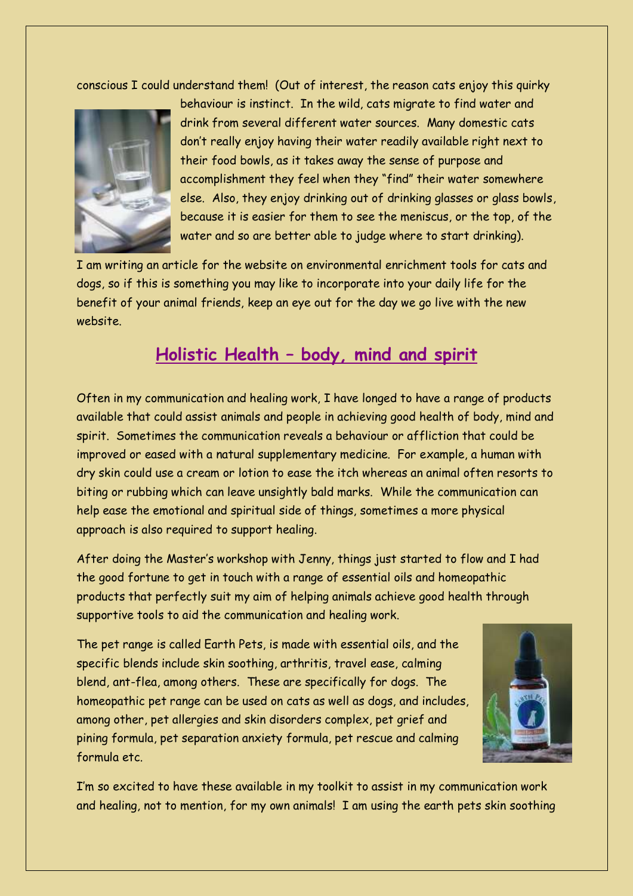conscious I could understand them! (Out of interest, the reason cats enjoy this quirky behaviour is instinct. In the wild, cats migrate to find water and drink from several different water sources. Many domestic cats don't really enjoy having their water readily available right next to their food bowls, as it takes away the sense of purpose and accomplishment they feel when they "find" their water somewhere else. Also, they enjoy drinking out of drinking glasses or glass bowls, because it is easier for them to see the meniscus, or the top, of the water and so are better able to judge where to start drinking).

I am writing an article for the website on environmental enrichment tools for cats and dogs, so if this is something you may like to incorporate into your daily life for the benefit of your animal friends, keep an eye out for the day we go live with the new website.

## Holistic Health – body, mind and spirit

Often in my communication and healing work, I have longed to have a range of products available that could assist animals and people in achieving good health of body, mind and spirit. Sometimes the communication reveals a behaviour or affliction that could be improved or eased with a natural supplementary medicine. For example, a human with dry skin could use a cream or lotion to ease the itch whereas an animal often resorts to biting or rubbing which can leave unsightly bald marks. While the communication can help ease the emotional and spiritual side of things, sometimes a more physical approach is also required to support healing.

After doing the Master's workshop with Jenny, things just started to flow and I had the good fortune to get in touch with a range of essential oils and homeopathic products that perfectly suit my aim of helping animals achieve good health through supportive tools to aid the communication and healing work.

The pet range is called Earth Pets, is made with essential oils, and the specific blends include skin soothing, arthritis, travel ease, calming blend, ant-flea, among others. These are specifically for dogs. The homeopathic pet range can be used on cats as well as dogs, and includes, among other, pet allergies and skin disorders complex, pet grief and pining formula, pet separation anxiety formula, pet rescue and calming formula etc.

I'm so excited to have these available in my toolkit to assist in my communication work and healing, not to mention, for my own animals! I am using the earth pets skin soothing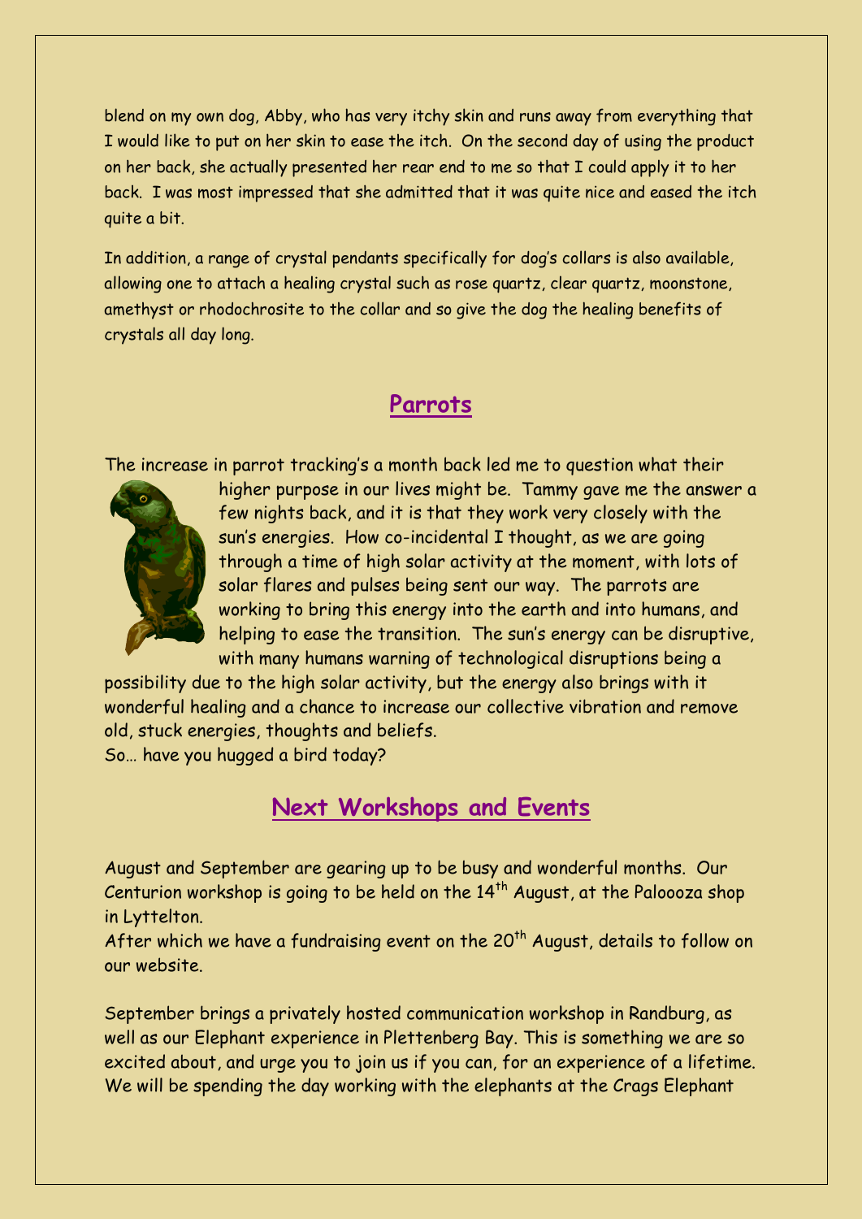blend on my own dog, Abby, who has very itchy skin and runs away from everything that I would like to put on her skin to ease the itch. On the second day of using the product on her back, she actually presented her rear end to me so that I could apply it to her back. I was most impressed that she admitted that it was quite nice and eased the itch quite a bit.

In addition, a range of crystal pendants specifically for dog's collars is also available, allowing one to attach a healing crystal such as rose quartz, clear quartz, moonstone, amethyst or rhodochrosite to the collar and so give the dog the healing benefits of crystals all day long.

## Parrots

The increase in parrot tracking's a month back led me to question what their higher purpose in our lives might be. Tammy gave me the answer a few nights back, and it is that they work very closely with the sun's energies. How co-incidental I thought, as we are going through a time of high solar activity at the moment, with lots of solar flares and pulses being sent our way. The parrots are working to bring this energy into the earth and into humans, and helping to ease the transition. The sun's energy can be disruptive, with many humans warning of technological disruptions being a possibility due to the high solar activity, but the energy also brings with it wonderful healing and a chance to increase our collective vibration and remove old, stuck energies, thoughts and beliefs.
So… have you hugged a bird today?

## Next Workshops and Events

August and September are gearing up to be busy and wonderful months. Our Centurion workshop is going to be held on the 14th August, at the Paloooza shop in Lyttelton.
After which we have a fundraising event on the 20th August, details to follow on our website.

September brings a privately hosted communication workshop in Randburg, as well as our Elephant experience in Plettenberg Bay. This is something we are so excited about, and urge you to join us if you can, for an experience of a lifetime. We will be spending the day working with the elephants at the Crags Elephant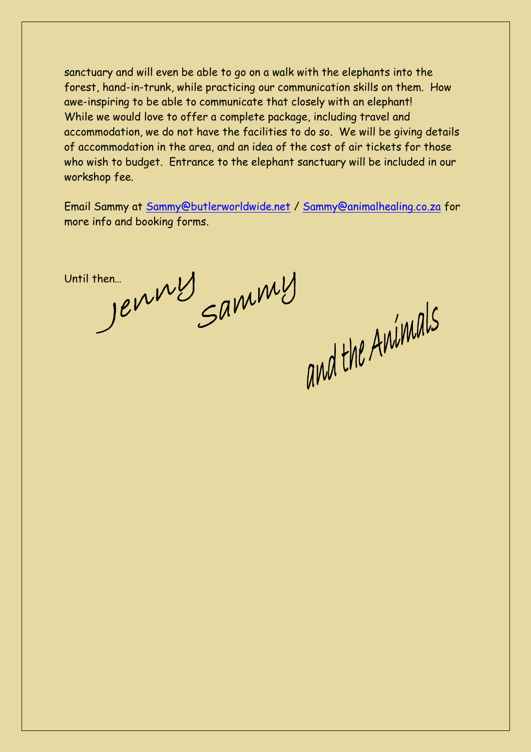sanctuary and will even be able to go on a walk with the elephants into the forest, hand-in-trunk, while practicing our communication skills on them. How awe-inspiring to be able to communicate that closely with an elephant!
While we would love to offer a complete package, including travel and accommodation, we do not have the facilities to do so. We will be giving details of accommodation in the area, and an idea of the cost of air tickets for those who wish to budget. Entrance to the elephant sanctuary will be included in our workshop fee.

Email Sammy at Sammy@butlerworldwide.net / Sammy@animalhealing.co.za for more info and booking forms.

Until then… Jenny Sammy

and the Animals